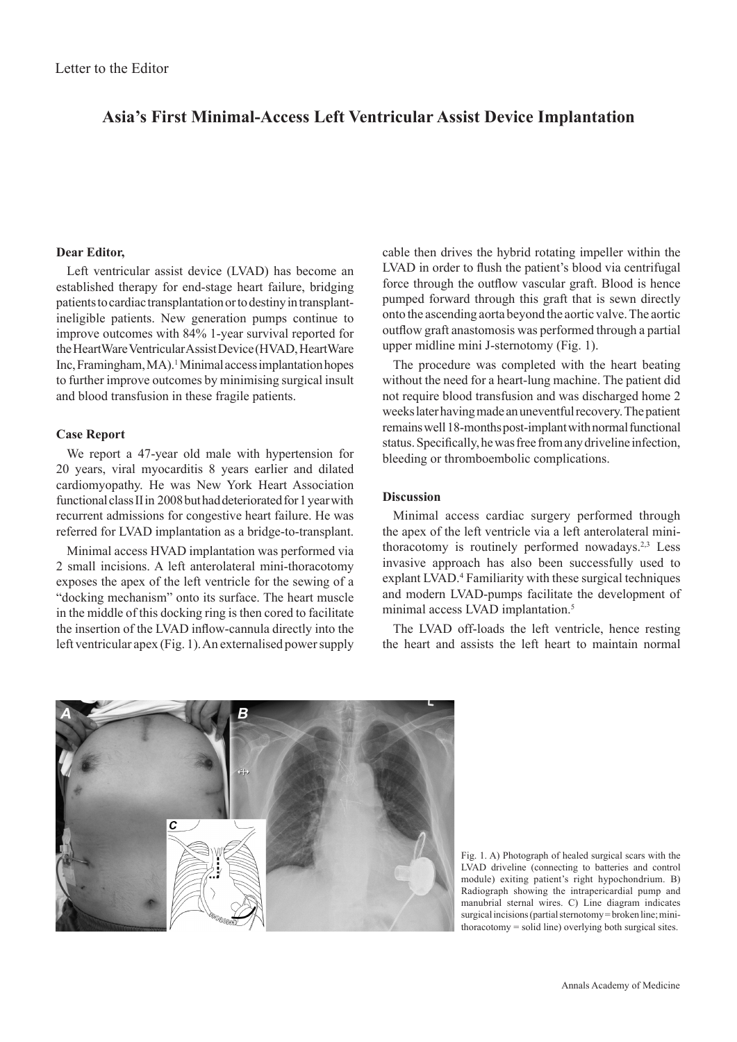Letter to the Editor

# Asia's First Minimal-Access Left Ventricular Assist Device Implantation

**Dear Editor,**

Left ventricular assist device (LVAD) has become an established therapy for end-stage heart failure, bridging patients to cardiac transplantation or to destiny in transplant-ineligible patients. New generation pumps continue to improve outcomes with 84% 1-year survival reported for the HeartWare Ventricular Assist Device (HVAD, HeartWare Inc, Framingham, MA).[1] Minimal access implantation hopes to further improve outcomes by minimising surgical insult and blood transfusion in these fragile patients.

**Case Report**

We report a 47-year old male with hypertension for 20 years, viral myocarditis 8 years earlier and dilated cardiomyopathy. He was New York Heart Association functional class II in 2008 but had deteriorated for 1 year with recurrent admissions for congestive heart failure. He was referred for LVAD implantation as a bridge-to-transplant.

Minimal access HVAD implantation was performed via 2 small incisions. A left anterolateral mini-thoracotomy exposes the apex of the left ventricle for the sewing of a "docking mechanism" onto its surface. The heart muscle in the middle of this docking ring is then cored to facilitate the insertion of the LVAD inflow-cannula directly into the left ventricular apex (Fig. 1). An externalised power supply cable then drives the hybrid rotating impeller within the LVAD in order to flush the patient's blood via centrifugal force through the outflow vascular graft. Blood is hence pumped forward through this graft that is sewn directly onto the ascending aorta beyond the aortic valve. The aortic outflow graft anastomosis was performed through a partial upper midline mini J-sternotomy (Fig. 1).

The procedure was completed with the heart beating without the need for a heart-lung machine. The patient did not require blood transfusion and was discharged home 2 weeks later having made an uneventful recovery. The patient remains well 18-months post-implant with normal functional status. Specifically, he was free from any driveline infection, bleeding or thromboembolic complications.

**Discussion**

Minimal access cardiac surgery performed through the apex of the left ventricle via a left anterolateral mini-thoracotomy is routinely performed nowadays.[2,3] Less invasive approach has also been successfully used to explant LVAD.[4] Familiarity with these surgical techniques and modern LVAD-pumps facilitate the development of minimal access LVAD implantation.[5]

The LVAD off-loads the left ventricle, hence resting the heart and assists the left heart to maintain normal

Fig. 1. A) Photograph of healed surgical scars with the LVAD driveline (connecting to batteries and control module) exiting patient's right hypochondrium. B) Radiograph showing the intrapericardial pump and manubrial sternal wires. C) Line diagram indicates surgical incisions (partial sternotomy = broken line; mini-thoracotomy = solid line) overlying both surgical sites.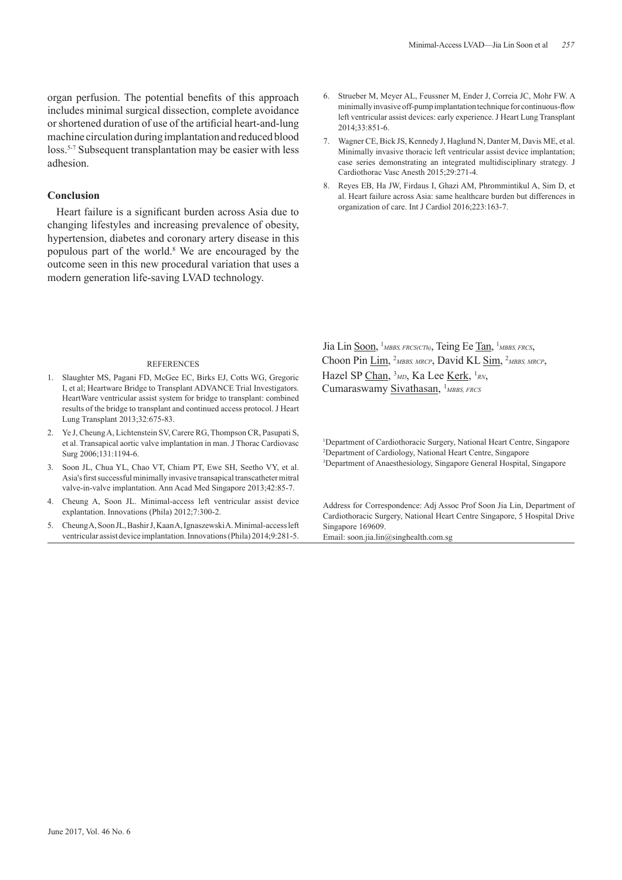organ perfusion. The potential benefits of this approach includes minimal surgical dissection, complete avoidance or shortened duration of use of the artificial heart-and-lung machine circulation during implantation and reduced blood loss.[5-7] Subsequent transplantation may be easier with less adhesion.

## Conclusion

Heart failure is a significant burden across Asia due to changing lifestyles and increasing prevalence of obesity, hypertension, diabetes and coronary artery disease in this populous part of the world.[8] We are encouraged by the outcome seen in this new procedural variation that uses a modern generation life-saving LVAD technology.

Jia Lin Soon, [1]*MBBS, FRCS(CTh)*, Teing Ee Tan, [1]*MBBS, FRCS*, Choon Pin Lim, [2]*MBBS, MRCP*, David KL Sim, [2]*MBBS, MRCP*, Hazel SP Chan, [3]*MD*, Ka Lee Kerk, [1]*RN*, Cumaraswamy Sivathasan, [1]*MBBS, FRCS*

[1]Department of Cardiothoracic Surgery, National Heart Centre, Singapore
[2]Department of Cardiology, National Heart Centre, Singapore
[3]Department of Anaesthesiology, Singapore General Hospital, Singapore

Address for Correspondence: Adj Assoc Prof Soon Jia Lin, Department of Cardiothoracic Surgery, National Heart Centre Singapore, 5 Hospital Drive Singapore 169609.
Email: soon.jia.lin@singhealth.com.sg

### REFERENCES

1. Slaughter MS, Pagani FD, McGee EC, Birks EJ, Cotts WG, Gregoric I, et al; Heartware Bridge to Transplant ADVANCE Trial Investigators. HeartWare ventricular assist system for bridge to transplant: combined results of the bridge to transplant and continued access protocol. J Heart Lung Transplant 2013;32:675-83.
2. Ye J, Cheung A, Lichtenstein SV, Carere RG, Thompson CR, Pasupati S, et al. Transapical aortic valve implantation in man. J Thorac Cardiovasc Surg 2006;131:1194-6.
3. Soon JL, Chua YL, Chao VT, Chiam PT, Ewe SH, Seetho VY, et al. Asia's first successful minimally invasive transapical transcatheter mitral valve-in-valve implantation. Ann Acad Med Singapore 2013;42:85-7.
4. Cheung A, Soon JL. Minimal-access left ventricular assist device explantation. Innovations (Phila) 2012;7:300-2.
5. Cheung A, Soon JL, Bashir J, Kaan A, Ignaszewski A. Minimal-access left ventricular assist device implantation. Innovations (Phila) 2014;9:281-5.
6. Strueber M, Meyer AL, Feussner M, Ender J, Correia JC, Mohr FW. A minimally invasive off-pump implantation technique for continuous-flow left ventricular assist devices: early experience. J Heart Lung Transplant 2014;33:851-6.
7. Wagner CE, Bick JS, Kennedy J, Haglund N, Danter M, Davis ME, et al. Minimally invasive thoracic left ventricular assist device implantation; case series demonstrating an integrated multidisciplinary strategy. J Cardiothorac Vasc Anesth 2015;29:271-4.
8. Reyes EB, Ha JW, Firdaus I, Ghazi AM, Phrommintikul A, Sim D, et al. Heart failure across Asia: same healthcare burden but differences in organization of care. Int J Cardiol 2016;223:163-7.